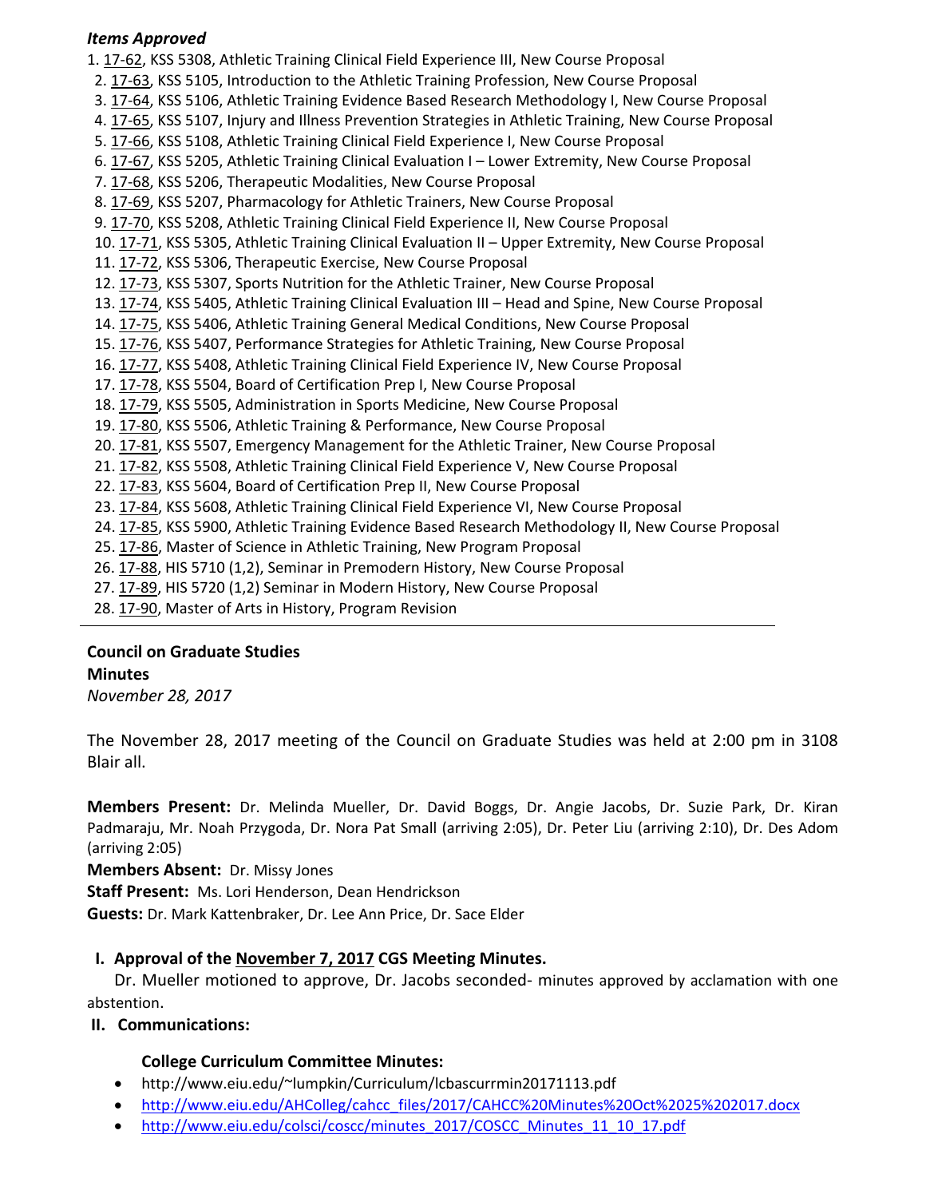***Items Approved***

1. 17-62, KSS 5308, Athletic Training Clinical Field Experience III, New Course Proposal
2. 17-63, KSS 5105, Introduction to the Athletic Training Profession, New Course Proposal
3. 17-64, KSS 5106, Athletic Training Evidence Based Research Methodology I, New Course Proposal
4. 17-65, KSS 5107, Injury and Illness Prevention Strategies in Athletic Training, New Course Proposal
5. 17-66, KSS 5108, Athletic Training Clinical Field Experience I, New Course Proposal
6. 17-67, KSS 5205, Athletic Training Clinical Evaluation I – Lower Extremity, New Course Proposal
7. 17-68, KSS 5206, Therapeutic Modalities, New Course Proposal
8. 17-69, KSS 5207, Pharmacology for Athletic Trainers, New Course Proposal
9. 17-70, KSS 5208, Athletic Training Clinical Field Experience II, New Course Proposal
10. 17-71, KSS 5305, Athletic Training Clinical Evaluation II – Upper Extremity, New Course Proposal
11. 17-72, KSS 5306, Therapeutic Exercise, New Course Proposal
12. 17-73, KSS 5307, Sports Nutrition for the Athletic Trainer, New Course Proposal
13. 17-74, KSS 5405, Athletic Training Clinical Evaluation III – Head and Spine, New Course Proposal
14. 17-75, KSS 5406, Athletic Training General Medical Conditions, New Course Proposal
15. 17-76, KSS 5407, Performance Strategies for Athletic Training, New Course Proposal
16. 17-77, KSS 5408, Athletic Training Clinical Field Experience IV, New Course Proposal
17. 17-78, KSS 5504, Board of Certification Prep I, New Course Proposal
18. 17-79, KSS 5505, Administration in Sports Medicine, New Course Proposal
19. 17-80, KSS 5506, Athletic Training & Performance, New Course Proposal
20. 17-81, KSS 5507, Emergency Management for the Athletic Trainer, New Course Proposal
21. 17-82, KSS 5508, Athletic Training Clinical Field Experience V, New Course Proposal
22. 17-83, KSS 5604, Board of Certification Prep II, New Course Proposal
23. 17-84, KSS 5608, Athletic Training Clinical Field Experience VI, New Course Proposal
24. 17-85, KSS 5900, Athletic Training Evidence Based Research Methodology II, New Course Proposal
25. 17-86, Master of Science in Athletic Training, New Program Proposal
26. 17-88, HIS 5710 (1,2), Seminar in Premodern History, New Course Proposal
27. 17-89, HIS 5720 (1,2) Seminar in Modern History, New Course Proposal
28. 17-90, Master of Arts in History, Program Revision

---

**Council on Graduate Studies**
**Minutes**
*November 28, 2017*

The November 28, 2017 meeting of the Council on Graduate Studies was held at 2:00 pm in 3108 Blair all.

**Members Present:** Dr. Melinda Mueller, Dr. David Boggs, Dr. Angie Jacobs, Dr. Suzie Park, Dr. Kiran Padmaraju, Mr. Noah Przygoda, Dr. Nora Pat Small (arriving 2:05), Dr. Peter Liu (arriving 2:10), Dr. Des Adom (arriving 2:05)
**Members Absent:** Dr. Missy Jones
**Staff Present:** Ms. Lori Henderson, Dean Hendrickson
**Guests:** Dr. Mark Kattenbraker, Dr. Lee Ann Price, Dr. Sace Elder

**I. Approval of the November 7, 2017 CGS Meeting Minutes.**

Dr. Mueller motioned to approve, Dr. Jacobs seconded- minutes approved by acclamation with one abstention.

**II. Communications:**

**College Curriculum Committee Minutes:**

- http://www.eiu.edu/~lumpkin/Curriculum/lcbascurrmin20171113.pdf
- http://www.eiu.edu/AHColleg/cahcc_files/2017/CAHCC%20Minutes%20Oct%2025%202017.docx
- http://www.eiu.edu/colsci/coscc/minutes_2017/COSCC_Minutes_11_10_17.pdf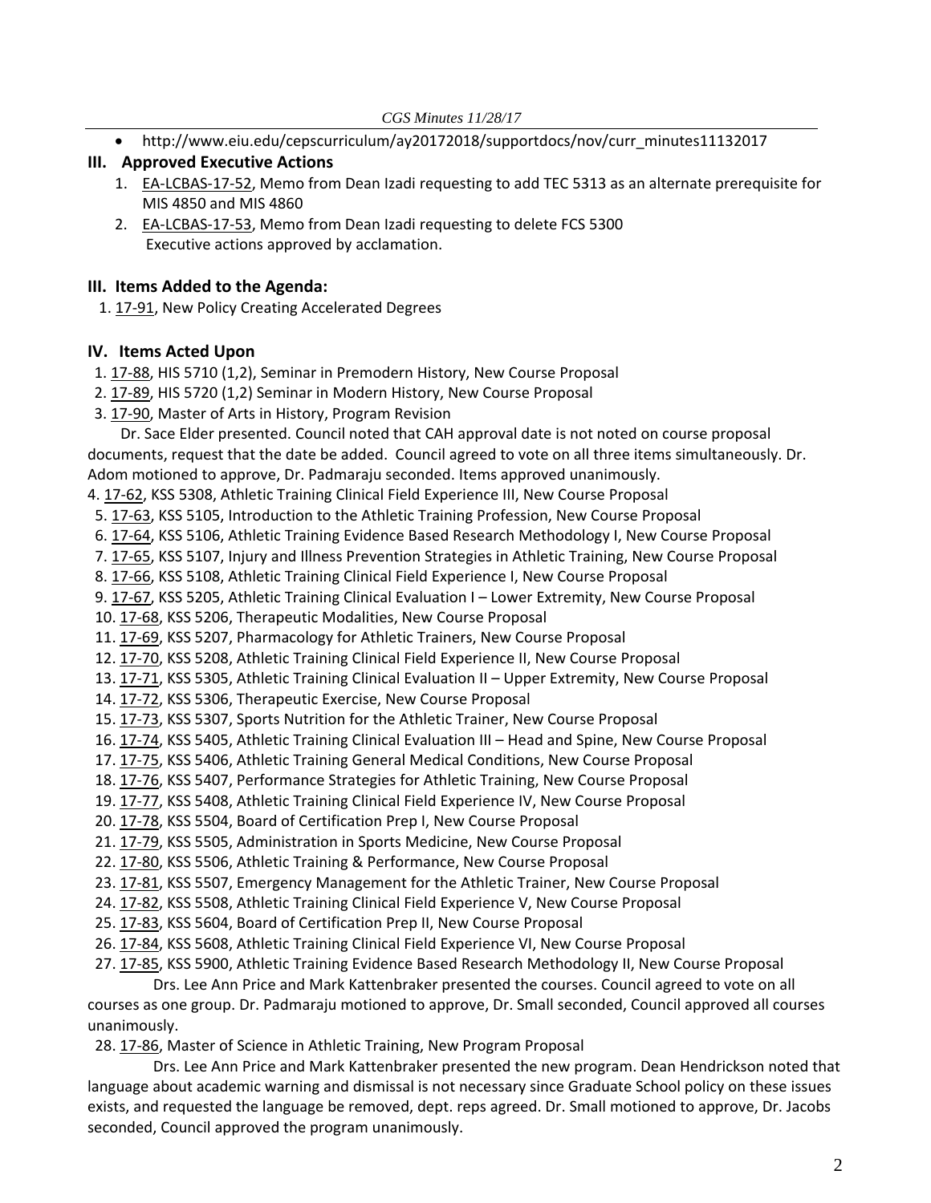- http://www.eiu.edu/cepscurriculum/ay20172018/supportdocs/nov/curr_minutes11132017

### III. Approved Executive Actions

1. EA-LCBAS-17-52, Memo from Dean Izadi requesting to add TEC 5313 as an alternate prerequisite for MIS 4850 and MIS 4860
2. EA-LCBAS-17-53, Memo from Dean Izadi requesting to delete FCS 5300

   Executive actions approved by acclamation.

### III. Items Added to the Agenda:

1. 17-91, New Policy Creating Accelerated Degrees

### IV. Items Acted Upon

1. 17-88, HIS 5710 (1,2), Seminar in Premodern History, New Course Proposal
2. 17-89, HIS 5720 (1,2) Seminar in Modern History, New Course Proposal
3. 17-90, Master of Arts in History, Program Revision

Dr. Sace Elder presented. Council noted that CAH approval date is not noted on course proposal documents, request that the date be added. Council agreed to vote on all three items simultaneously. Dr. Adom motioned to approve, Dr. Padmaraju seconded. Items approved unanimously.

4. 17-62, KSS 5308, Athletic Training Clinical Field Experience III, New Course Proposal
5. 17-63, KSS 5105, Introduction to the Athletic Training Profession, New Course Proposal
6. 17-64, KSS 5106, Athletic Training Evidence Based Research Methodology I, New Course Proposal
7. 17-65, KSS 5107, Injury and Illness Prevention Strategies in Athletic Training, New Course Proposal
8. 17-66, KSS 5108, Athletic Training Clinical Field Experience I, New Course Proposal
9. 17-67, KSS 5205, Athletic Training Clinical Evaluation I – Lower Extremity, New Course Proposal
10. 17-68, KSS 5206, Therapeutic Modalities, New Course Proposal
11. 17-69, KSS 5207, Pharmacology for Athletic Trainers, New Course Proposal
12. 17-70, KSS 5208, Athletic Training Clinical Field Experience II, New Course Proposal
13. 17-71, KSS 5305, Athletic Training Clinical Evaluation II – Upper Extremity, New Course Proposal
14. 17-72, KSS 5306, Therapeutic Exercise, New Course Proposal
15. 17-73, KSS 5307, Sports Nutrition for the Athletic Trainer, New Course Proposal
16. 17-74, KSS 5405, Athletic Training Clinical Evaluation III – Head and Spine, New Course Proposal
17. 17-75, KSS 5406, Athletic Training General Medical Conditions, New Course Proposal
18. 17-76, KSS 5407, Performance Strategies for Athletic Training, New Course Proposal
19. 17-77, KSS 5408, Athletic Training Clinical Field Experience IV, New Course Proposal
20. 17-78, KSS 5504, Board of Certification Prep I, New Course Proposal
21. 17-79, KSS 5505, Administration in Sports Medicine, New Course Proposal
22. 17-80, KSS 5506, Athletic Training & Performance, New Course Proposal
23. 17-81, KSS 5507, Emergency Management for the Athletic Trainer, New Course Proposal
24. 17-82, KSS 5508, Athletic Training Clinical Field Experience V, New Course Proposal
25. 17-83, KSS 5604, Board of Certification Prep II, New Course Proposal
26. 17-84, KSS 5608, Athletic Training Clinical Field Experience VI, New Course Proposal
27. 17-85, KSS 5900, Athletic Training Evidence Based Research Methodology II, New Course Proposal

Drs. Lee Ann Price and Mark Kattenbraker presented the courses. Council agreed to vote on all courses as one group. Dr. Padmaraju motioned to approve, Dr. Small seconded, Council approved all courses unanimously.

28. 17-86, Master of Science in Athletic Training, New Program Proposal

Drs. Lee Ann Price and Mark Kattenbraker presented the new program. Dean Hendrickson noted that language about academic warning and dismissal is not necessary since Graduate School policy on these issues exists, and requested the language be removed, dept. reps agreed. Dr. Small motioned to approve, Dr. Jacobs seconded, Council approved the program unanimously.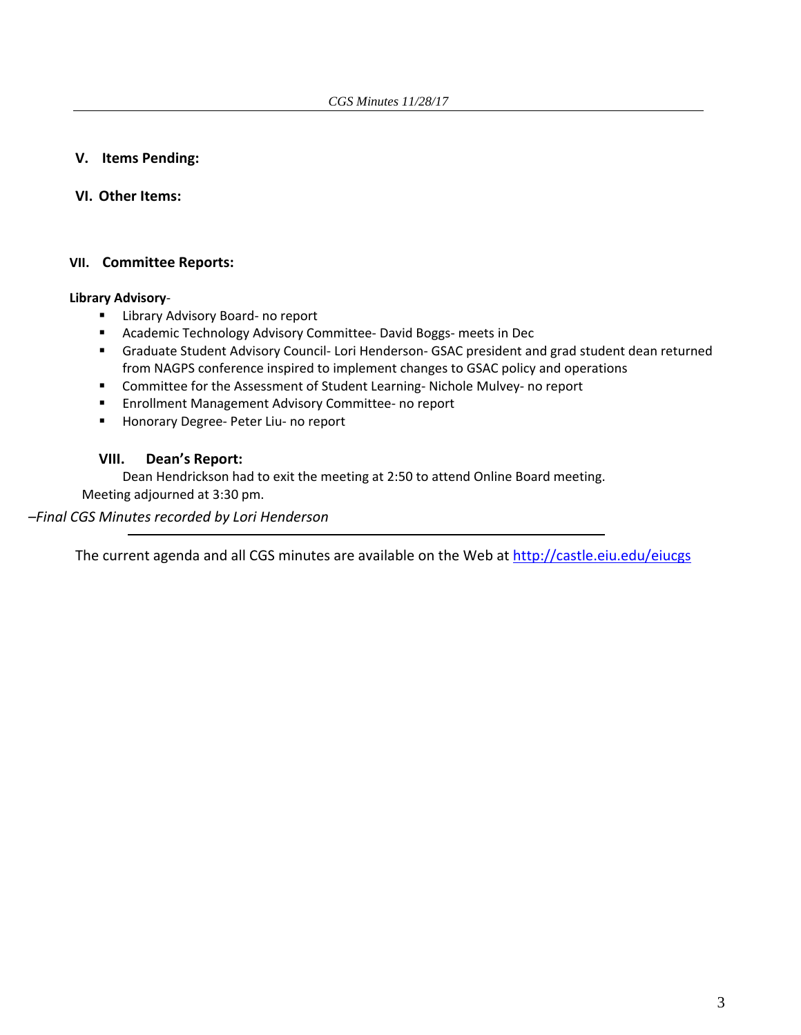## V. Items Pending:

## VI. Other Items:

## VII. Committee Reports:

**Library Advisory**-

- Library Advisory Board- no report
- Academic Technology Advisory Committee- David Boggs- meets in Dec
- Graduate Student Advisory Council- Lori Henderson- GSAC president and grad student dean returned from NAGPS conference inspired to implement changes to GSAC policy and operations
- Committee for the Assessment of Student Learning- Nichole Mulvey- no report
- Enrollment Management Advisory Committee- no report
- Honorary Degree- Peter Liu- no report

## VIII. Dean's Report:

Dean Hendrickson had to exit the meeting at 2:50 to attend Online Board meeting.

Meeting adjourned at 3:30 pm.

*–Final CGS Minutes recorded by Lori Henderson*

---

The current agenda and all CGS minutes are available on the Web at http://castle.eiu.edu/eiucgs